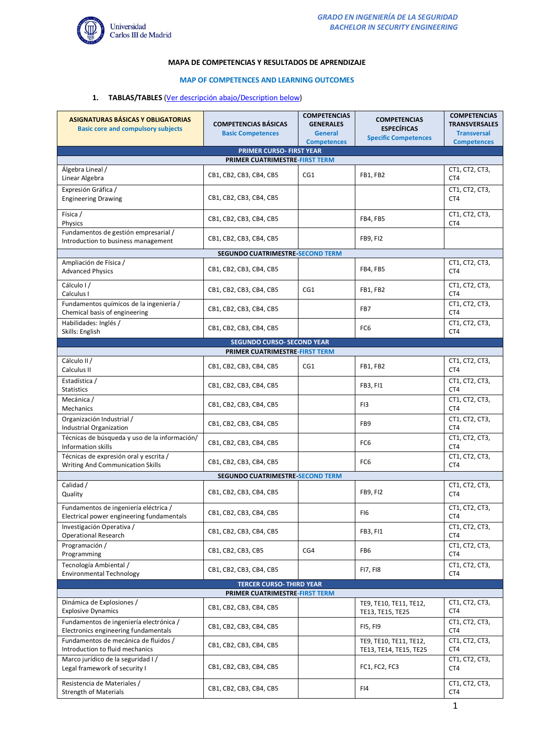# MAPA DE COMPETENCIAS Y RESULTADOS DE APRENDIZAJE

## MAP OF COMPETENCES AND LEARNING OUTCOMES

### 1. TABLAS/TABLES (Ver descripción abajo/Description below)

| ASIGNATURAS BÁSICAS Y OBLIGATORIAS Basic core and compulsory subjects | COMPETENCIAS BÁSICAS Basic Competences | COMPETENCIAS GENERALES General Competences | COMPETENCIAS ESPECÍFICAS Specific Competences | COMPETENCIAS TRANSVERSALES Transversal Competences |
|---|---|---|---|---|
| **PRIMER CURSO- FIRST YEAR** | | | | |
| **PRIMER CUATRIMESTRE-FIRST TERM** | | | | |
| Álgebra Lineal / Linear Algebra | CB1, CB2, CB3, CB4, CB5 | CG1 | FB1, FB2 | CT1, CT2, CT3, CT4 |
| Expresión Gráfica / Engineering Drawing | CB1, CB2, CB3, CB4, CB5 | | | CT1, CT2, CT3, CT4 |
| Física / Physics | CB1, CB2, CB3, CB4, CB5 | | FB4, FB5 | CT1, CT2, CT3, CT4 |
| Fundamentos de gestión empresarial / Introduction to business management | CB1, CB2, CB3, CB4, CB5 | | FB9, FI2 | |
| **SEGUNDO CUATRIMESTRE-SECOND TERM** | | | | |
| Ampliación de Física / Advanced Physics | CB1, CB2, CB3, CB4, CB5 | | FB4, FB5 | CT1, CT2, CT3, CT4 |
| Cálculo I / Calculus I | CB1, CB2, CB3, CB4, CB5 | CG1 | FB1, FB2 | CT1, CT2, CT3, CT4 |
| Fundamentos químicos de la ingeniería / Chemical basis of engineering | CB1, CB2, CB3, CB4, CB5 | | FB7 | CT1, CT2, CT3, CT4 |
| Habilidades: Inglés / Skills: English | CB1, CB2, CB3, CB4, CB5 | | FC6 | CT1, CT2, CT3, CT4 |
| **SEGUNDO CURSO- SECOND YEAR** | | | | |
| **PRIMER CUATRIMESTRE-FIRST TERM** | | | | |
| Cálculo II / Calculus II | CB1, CB2, CB3, CB4, CB5 | CG1 | FB1, FB2 | CT1, CT2, CT3, CT4 |
| Estadística / Statistics | CB1, CB2, CB3, CB4, CB5 | | FB3, FI1 | CT1, CT2, CT3, CT4 |
| Mecánica / Mechanics | CB1, CB2, CB3, CB4, CB5 | | FI3 | CT1, CT2, CT3, CT4 |
| Organización Industrial / Industrial Organization | CB1, CB2, CB3, CB4, CB5 | | FB9 | CT1, CT2, CT3, CT4 |
| Técnicas de búsqueda y uso de la información/ Information skills | CB1, CB2, CB3, CB4, CB5 | | FC6 | CT1, CT2, CT3, CT4 |
| Técnicas de expresión oral y escrita / Writing And Communication Skills | CB1, CB2, CB3, CB4, CB5 | | FC6 | CT1, CT2, CT3, CT4 |
| **SEGUNDO CUATRIMESTRE-SECOND TERM** | | | | |
| Calidad / Quality | CB1, CB2, CB3, CB4, CB5 | | FB9, FI2 | CT1, CT2, CT3, CT4 |
| Fundamentos de ingeniería eléctrica / Electrical power engineering fundamentals | CB1, CB2, CB3, CB4, CB5 | | FI6 | CT1, CT2, CT3, CT4 |
| Investigación Operativa / Operational Research | CB1, CB2, CB3, CB4, CB5 | | FB3, FI1 | CT1, CT2, CT3, CT4 |
| Programación / Programming | CB1, CB2, CB3, CB5 | CG4 | FB6 | CT1, CT2, CT3, CT4 |
| Tecnología Ambiental / Environmental Technology | CB1, CB2, CB3, CB4, CB5 | | FI7, FI8 | CT1, CT2, CT3, CT4 |
| **TERCER CURSO- THIRD YEAR** | | | | |
| **PRIMER CUATRIMESTRE-FIRST TERM** | | | | |
| Dinámica de Explosiones / Explosive Dynamics | CB1, CB2, CB3, CB4, CB5 | | TE9, TE10, TE11, TE12, TE13, TE15, TE25 | CT1, CT2, CT3, CT4 |
| Fundamentos de ingeniería electrónica / Electronics engineering fundamentals | CB1, CB2, CB3, CB4, CB5 | | FI5, FI9 | CT1, CT2, CT3, CT4 |
| Fundamentos de mecánica de fluidos / Introduction to fluid mechanics | CB1, CB2, CB3, CB4, CB5 | | TE9, TE10, TE11, TE12, TE13, TE14, TE15, TE25 | CT1, CT2, CT3, CT4 |
| Marco jurídico de la seguridad I / Legal framework of security I | CB1, CB2, CB3, CB4, CB5 | | FC1, FC2, FC3 | CT1, CT2, CT3, CT4 |
| Resistencia de Materiales / Strength of Materials | CB1, CB2, CB3, CB4, CB5 | | FI4 | CT1, CT2, CT3, CT4 |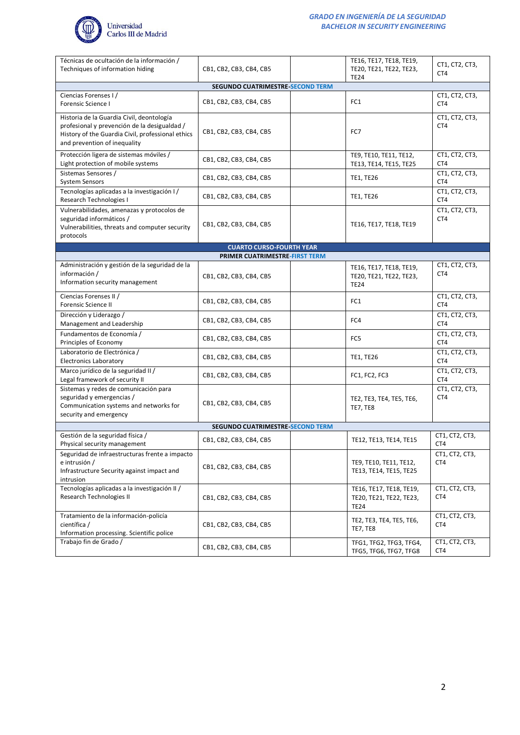| | | | | |
|---|---|---|---|---|
| Técnicas de ocultación de la información / Techniques of information hiding | CB1, CB2, CB3, CB4, CB5 | | TE16, TE17, TE18, TE19, TE20, TE21, TE22, TE23, TE24 | CT1, CT2, CT3, CT4 |
| **SEGUNDO CUATRIMESTRE-SECOND TERM** | | | | |
| Ciencias Forenses I / Forensic Science I | CB1, CB2, CB3, CB4, CB5 | | FC1 | CT1, CT2, CT3, CT4 |
| Historia de la Guardia Civil, deontología profesional y prevención de la desigualdad / History of the Guardia Civil, professional ethics and prevention of inequality | CB1, CB2, CB3, CB4, CB5 | | FC7 | CT1, CT2, CT3, CT4 |
| Protección ligera de sistemas móviles / Light protection of mobile systems | CB1, CB2, CB3, CB4, CB5 | | TE9, TE10, TE11, TE12, TE13, TE14, TE15, TE25 | CT1, CT2, CT3, CT4 |
| Sistemas Sensores / System Sensors | CB1, CB2, CB3, CB4, CB5 | | TE1, TE26 | CT1, CT2, CT3, CT4 |
| Tecnologías aplicadas a la investigación I / Research Technologies I | CB1, CB2, CB3, CB4, CB5 | | TE1, TE26 | CT1, CT2, CT3, CT4 |
| Vulnerabilidades, amenazas y protocolos de seguridad informáticos / Vulnerabilities, threats and computer security protocols | CB1, CB2, CB3, CB4, CB5 | | TE16, TE17, TE18, TE19 | CT1, CT2, CT3, CT4 |
| **CUARTO CURSO-FOURTH YEAR** | | | | |
| **PRIMER CUATRIMESTRE-FIRST TERM** | | | | |
| Administración y gestión de la seguridad de la información / Information security management | CB1, CB2, CB3, CB4, CB5 | | TE16, TE17, TE18, TE19, TE20, TE21, TE22, TE23, TE24 | CT1, CT2, CT3, CT4 |
| Ciencias Forenses II / Forensic Science II | CB1, CB2, CB3, CB4, CB5 | | FC1 | CT1, CT2, CT3, CT4 |
| Dirección y Liderazgo / Management and Leadership | CB1, CB2, CB3, CB4, CB5 | | FC4 | CT1, CT2, CT3, CT4 |
| Fundamentos de Economía / Principles of Economy | CB1, CB2, CB3, CB4, CB5 | | FC5 | CT1, CT2, CT3, CT4 |
| Laboratorio de Electrónica / Electronics Laboratory | CB1, CB2, CB3, CB4, CB5 | | TE1, TE26 | CT1, CT2, CT3, CT4 |
| Marco jurídico de la seguridad II / Legal framework of security II | CB1, CB2, CB3, CB4, CB5 | | FC1, FC2, FC3 | CT1, CT2, CT3, CT4 |
| Sistemas y redes de comunicación para seguridad y emergencias / Communication systems and networks for security and emergency | CB1, CB2, CB3, CB4, CB5 | | TE2, TE3, TE4, TE5, TE6, TE7, TE8 | CT1, CT2, CT3, CT4 |
| **SEGUNDO CUATRIMESTRE-SECOND TERM** | | | | |
| Gestión de la seguridad física / Physical security management | CB1, CB2, CB3, CB4, CB5 | | TE12, TE13, TE14, TE15 | CT1, CT2, CT3, CT4 |
| Seguridad de infraestructuras frente a impacto e intrusión / Infrastructure Security against impact and intrusion | CB1, CB2, CB3, CB4, CB5 | | TE9, TE10, TE11, TE12, TE13, TE14, TE15, TE25 | CT1, CT2, CT3, CT4 |
| Tecnologías aplicadas a la investigación II / Research Technologies II | CB1, CB2, CB3, CB4, CB5 | | TE16, TE17, TE18, TE19, TE20, TE21, TE22, TE23, TE24 | CT1, CT2, CT3, CT4 |
| Tratamiento de la información-policía científica / Information processing. Scientific police | CB1, CB2, CB3, CB4, CB5 | | TE2, TE3, TE4, TE5, TE6, TE7, TE8 | CT1, CT2, CT3, CT4 |
| Trabajo fin de Grado / | CB1, CB2, CB3, CB4, CB5 | | TFG1, TFG2, TFG3, TFG4, TFG5, TFG6, TFG7, TFG8 | CT1, CT2, CT3, CT4 |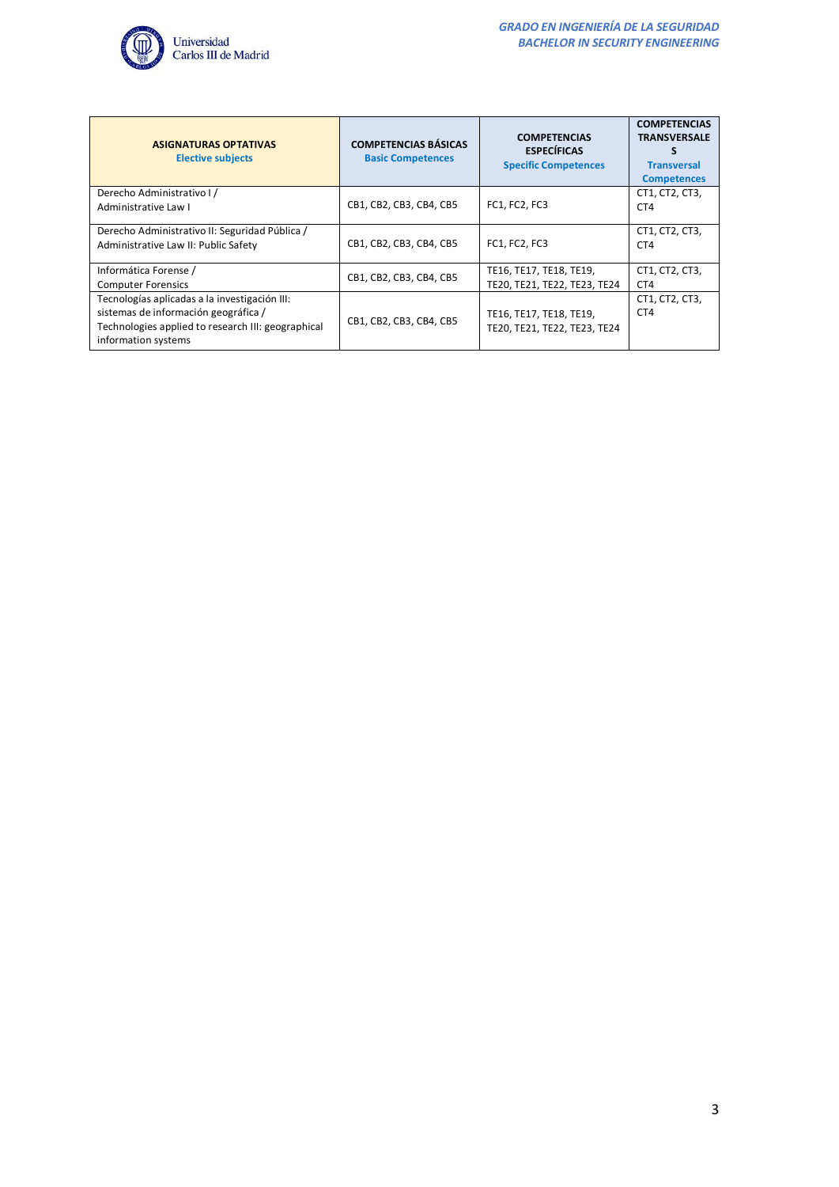| **ASIGNATURAS OPTATIVAS** **Elective subjects** | **COMPETENCIAS BÁSICAS** **Basic Competences** | **COMPETENCIAS ESPECÍFICAS** **Specific Competences** | **COMPETENCIAS TRANSVERSALES** **Transversal Competences** |
|---|---|---|---|
| Derecho Administrativo I / Administrative Law I | CB1, CB2, CB3, CB4, CB5 | FC1, FC2, FC3 | CT1, CT2, CT3, CT4 |
| Derecho Administrativo II: Seguridad Pública / Administrative Law II: Public Safety | CB1, CB2, CB3, CB4, CB5 | FC1, FC2, FC3 | CT1, CT2, CT3, CT4 |
| Informática Forense / Computer Forensics | CB1, CB2, CB3, CB4, CB5 | TE16, TE17, TE18, TE19, TE20, TE21, TE22, TE23, TE24 | CT1, CT2, CT3, CT4 |
| Tecnologías aplicadas a la investigación III: sistemas de información geográfica / Technologies applied to research III: geographical information systems | CB1, CB2, CB3, CB4, CB5 | TE16, TE17, TE18, TE19, TE20, TE21, TE22, TE23, TE24 | CT1, CT2, CT3, CT4 |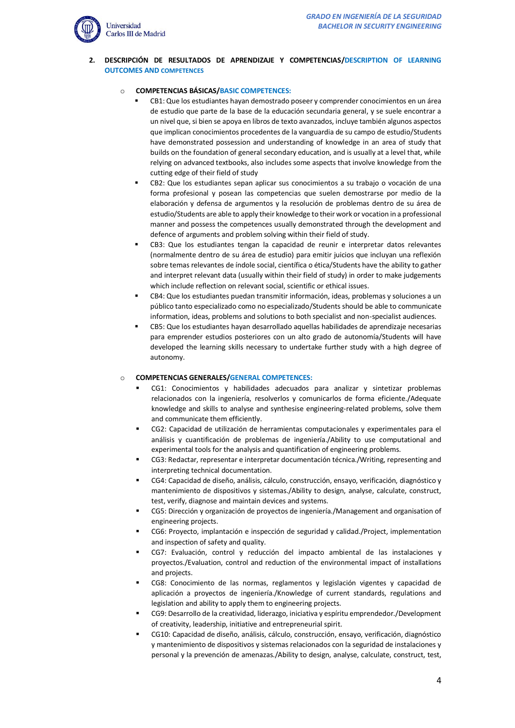## 2. DESCRIPCIÓN DE RESULTADOS DE APRENDIZAJE Y COMPETENCIAS/DESCRIPTION OF LEARNING OUTCOMES AND COMPETENCES

- **COMPETENCIAS BÁSICAS/BASIC COMPETENCES:**
  - CB1: Que los estudiantes hayan demostrado poseer y comprender conocimientos en un área de estudio que parte de la base de la educación secundaria general, y se suele encontrar a un nivel que, si bien se apoya en libros de texto avanzados, incluye también algunos aspectos que implican conocimientos procedentes de la vanguardia de su campo de estudio/Students have demonstrated possession and understanding of knowledge in an area of study that builds on the foundation of general secondary education, and is usually at a level that, while relying on advanced textbooks, also includes some aspects that involve knowledge from the cutting edge of their field of study
  - CB2: Que los estudiantes sepan aplicar sus conocimientos a su trabajo o vocación de una forma profesional y posean las competencias que suelen demostrarse por medio de la elaboración y defensa de argumentos y la resolución de problemas dentro de su área de estudio/Students are able to apply their knowledge to their work or vocation in a professional manner and possess the competences usually demonstrated through the development and defence of arguments and problem solving within their field of study.
  - CB3: Que los estudiantes tengan la capacidad de reunir e interpretar datos relevantes (normalmente dentro de su área de estudio) para emitir juicios que incluyan una reflexión sobre temas relevantes de índole social, científica o ética/Students have the ability to gather and interpret relevant data (usually within their field of study) in order to make judgements which include reflection on relevant social, scientific or ethical issues.
  - CB4: Que los estudiantes puedan transmitir información, ideas, problemas y soluciones a un público tanto especializado como no especializado/Students should be able to communicate information, ideas, problems and solutions to both specialist and non-specialist audiences.
  - CB5: Que los estudiantes hayan desarrollado aquellas habilidades de aprendizaje necesarias para emprender estudios posteriores con un alto grado de autonomía/Students will have developed the learning skills necessary to undertake further study with a high degree of autonomy.

- **COMPETENCIAS GENERALES/GENERAL COMPETENCES:**
  - CG1: Conocimientos y habilidades adecuados para analizar y sintetizar problemas relacionados con la ingeniería, resolverlos y comunicarlos de forma eficiente./Adequate knowledge and skills to analyse and synthesise engineering-related problems, solve them and communicate them efficiently.
  - CG2: Capacidad de utilización de herramientas computacionales y experimentales para el análisis y cuantificación de problemas de ingeniería./Ability to use computational and experimental tools for the analysis and quantification of engineering problems.
  - CG3: Redactar, representar e interpretar documentación técnica./Writing, representing and interpreting technical documentation.
  - CG4: Capacidad de diseño, análisis, cálculo, construcción, ensayo, verificación, diagnóstico y mantenimiento de dispositivos y sistemas./Ability to design, analyse, calculate, construct, test, verify, diagnose and maintain devices and systems.
  - CG5: Dirección y organización de proyectos de ingeniería./Management and organisation of engineering projects.
  - CG6: Proyecto, implantación e inspección de seguridad y calidad./Project, implementation and inspection of safety and quality.
  - CG7: Evaluación, control y reducción del impacto ambiental de las instalaciones y proyectos./Evaluation, control and reduction of the environmental impact of installations and projects.
  - CG8: Conocimiento de las normas, reglamentos y legislación vigentes y capacidad de aplicación a proyectos de ingeniería./Knowledge of current standards, regulations and legislation and ability to apply them to engineering projects.
  - CG9: Desarrollo de la creatividad, liderazgo, iniciativa y espíritu emprendedor./Development of creativity, leadership, initiative and entrepreneurial spirit.
  - CG10: Capacidad de diseño, análisis, cálculo, construcción, ensayo, verificación, diagnóstico y mantenimiento de dispositivos y sistemas relacionados con la seguridad de instalaciones y personal y la prevención de amenazas./Ability to design, analyse, calculate, construct, test,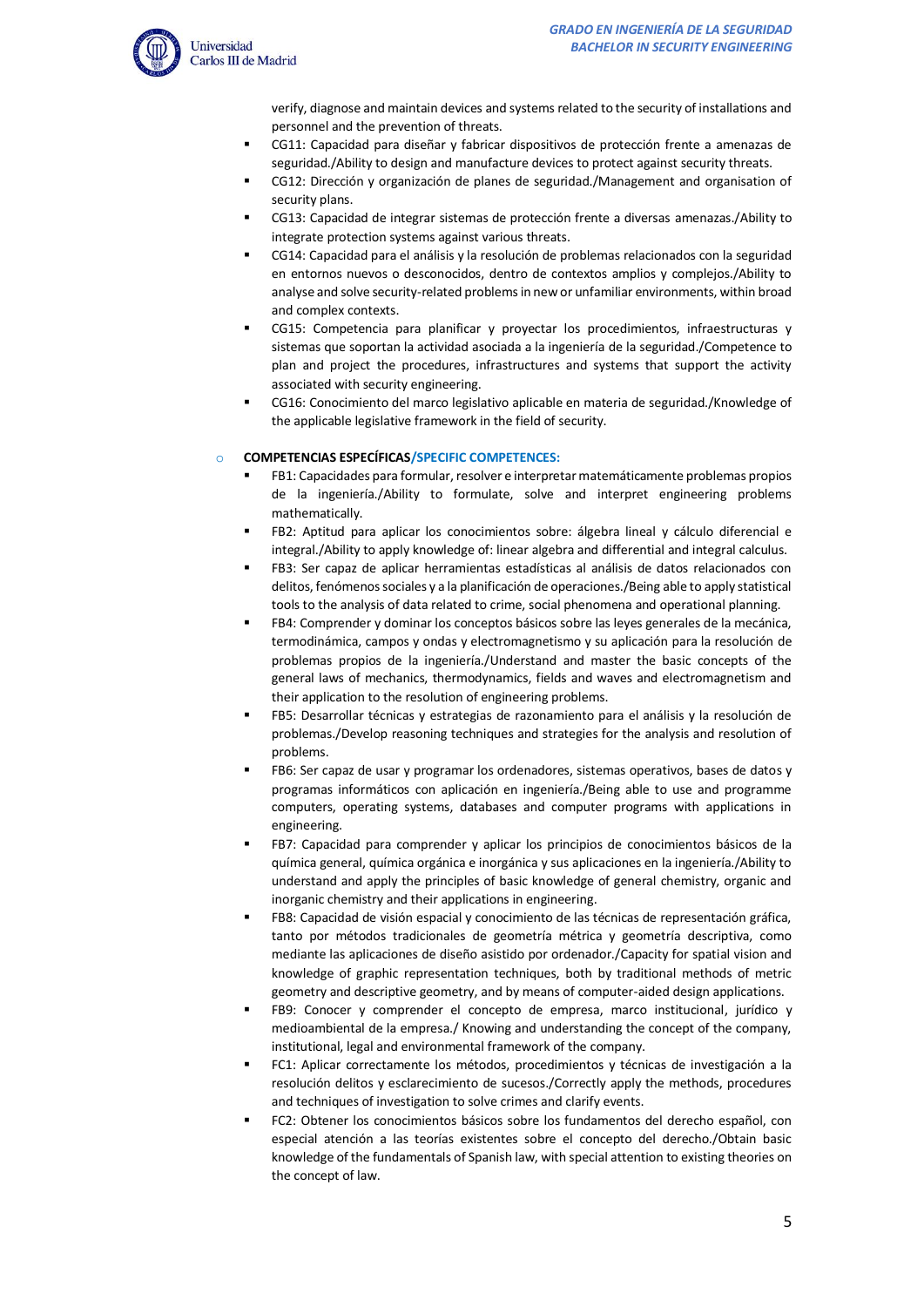verify, diagnose and maintain devices and systems related to the security of installations and personnel and the prevention of threats.

- CG11: Capacidad para diseñar y fabricar dispositivos de protección frente a amenazas de seguridad./Ability to design and manufacture devices to protect against security threats.
- CG12: Dirección y organización de planes de seguridad./Management and organisation of security plans.
- CG13: Capacidad de integrar sistemas de protección frente a diversas amenazas./Ability to integrate protection systems against various threats.
- CG14: Capacidad para el análisis y la resolución de problemas relacionados con la seguridad en entornos nuevos o desconocidos, dentro de contextos amplios y complejos./Ability to analyse and solve security-related problems in new or unfamiliar environments, within broad and complex contexts.
- CG15: Competencia para planificar y proyectar los procedimientos, infraestructuras y sistemas que soportan la actividad asociada a la ingeniería de la seguridad./Competence to plan and project the procedures, infrastructures and systems that support the activity associated with security engineering.
- CG16: Conocimiento del marco legislativo aplicable en materia de seguridad./Knowledge of the applicable legislative framework in the field of security.

- **COMPETENCIAS ESPECÍFICAS/SPECIFIC COMPETENCES:**
  - FB1: Capacidades para formular, resolver e interpretar matemáticamente problemas propios de la ingeniería./Ability to formulate, solve and interpret engineering problems mathematically.
  - FB2: Aptitud para aplicar los conocimientos sobre: álgebra lineal y cálculo diferencial e integral./Ability to apply knowledge of: linear algebra and differential and integral calculus.
  - FB3: Ser capaz de aplicar herramientas estadísticas al análisis de datos relacionados con delitos, fenómenos sociales y a la planificación de operaciones./Being able to apply statistical tools to the analysis of data related to crime, social phenomena and operational planning.
  - FB4: Comprender y dominar los conceptos básicos sobre las leyes generales de la mecánica, termodinámica, campos y ondas y electromagnetismo y su aplicación para la resolución de problemas propios de la ingeniería./Understand and master the basic concepts of the general laws of mechanics, thermodynamics, fields and waves and electromagnetism and their application to the resolution of engineering problems.
  - FB5: Desarrollar técnicas y estrategias de razonamiento para el análisis y la resolución de problemas./Develop reasoning techniques and strategies for the analysis and resolution of problems.
  - FB6: Ser capaz de usar y programar los ordenadores, sistemas operativos, bases de datos y programas informáticos con aplicación en ingeniería./Being able to use and programme computers, operating systems, databases and computer programs with applications in engineering.
  - FB7: Capacidad para comprender y aplicar los principios de conocimientos básicos de la química general, química orgánica e inorgánica y sus aplicaciones en la ingeniería./Ability to understand and apply the principles of basic knowledge of general chemistry, organic and inorganic chemistry and their applications in engineering.
  - FB8: Capacidad de visión espacial y conocimiento de las técnicas de representación gráfica, tanto por métodos tradicionales de geometría métrica y geometría descriptiva, como mediante las aplicaciones de diseño asistido por ordenador./Capacity for spatial vision and knowledge of graphic representation techniques, both by traditional methods of metric geometry and descriptive geometry, and by means of computer-aided design applications.
  - FB9: Conocer y comprender el concepto de empresa, marco institucional, jurídico y medioambiental de la empresa./ Knowing and understanding the concept of the company, institutional, legal and environmental framework of the company.
  - FC1: Aplicar correctamente los métodos, procedimientos y técnicas de investigación a la resolución delitos y esclarecimiento de sucesos./Correctly apply the methods, procedures and techniques of investigation to solve crimes and clarify events.
  - FC2: Obtener los conocimientos básicos sobre los fundamentos del derecho español, con especial atención a las teorías existentes sobre el concepto del derecho./Obtain basic knowledge of the fundamentals of Spanish law, with special attention to existing theories on the concept of law.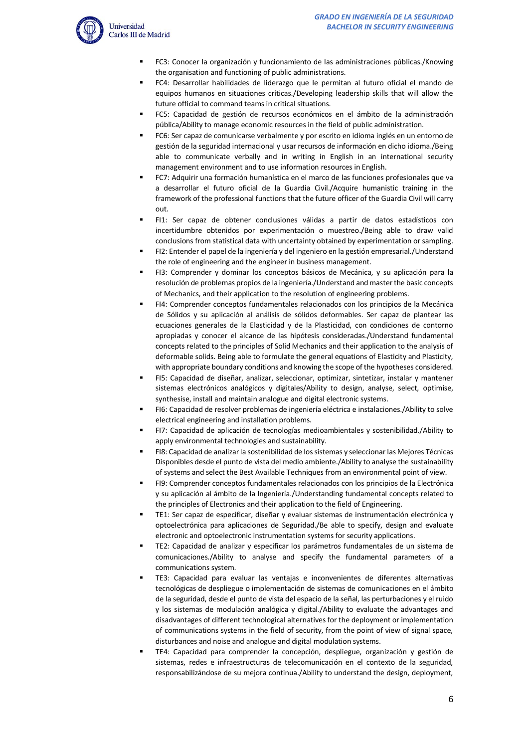- FC3: Conocer la organización y funcionamiento de las administraciones públicas./Knowing the organisation and functioning of public administrations.
- FC4: Desarrollar habilidades de liderazgo que le permitan al futuro oficial el mando de equipos humanos en situaciones críticas./Developing leadership skills that will allow the future official to command teams in critical situations.
- FC5: Capacidad de gestión de recursos económicos en el ámbito de la administración pública/Ability to manage economic resources in the field of public administration.
- FC6: Ser capaz de comunicarse verbalmente y por escrito en idioma inglés en un entorno de gestión de la seguridad internacional y usar recursos de información en dicho idioma./Being able to communicate verbally and in writing in English in an international security management environment and to use information resources in English.
- FC7: Adquirir una formación humanística en el marco de las funciones profesionales que va a desarrollar el futuro oficial de la Guardia Civil./Acquire humanistic training in the framework of the professional functions that the future officer of the Guardia Civil will carry out.
- FI1: Ser capaz de obtener conclusiones válidas a partir de datos estadísticos con incertidumbre obtenidos por experimentación o muestreo./Being able to draw valid conclusions from statistical data with uncertainty obtained by experimentation or sampling.
- FI2: Entender el papel de la ingeniería y del ingeniero en la gestión empresarial./Understand the role of engineering and the engineer in business management.
- FI3: Comprender y dominar los conceptos básicos de Mecánica, y su aplicación para la resolución de problemas propios de la ingeniería./Understand and master the basic concepts of Mechanics, and their application to the resolution of engineering problems.
- FI4: Comprender conceptos fundamentales relacionados con los principios de la Mecánica de Sólidos y su aplicación al análisis de sólidos deformables. Ser capaz de plantear las ecuaciones generales de la Elasticidad y de la Plasticidad, con condiciones de contorno apropiadas y conocer el alcance de las hipótesis consideradas./Understand fundamental concepts related to the principles of Solid Mechanics and their application to the analysis of deformable solids. Being able to formulate the general equations of Elasticity and Plasticity, with appropriate boundary conditions and knowing the scope of the hypotheses considered.
- FI5: Capacidad de diseñar, analizar, seleccionar, optimizar, sintetizar, instalar y mantener sistemas electrónicos analógicos y digitales/Ability to design, analyse, select, optimise, synthesise, install and maintain analogue and digital electronic systems.
- FI6: Capacidad de resolver problemas de ingeniería eléctrica e instalaciones./Ability to solve electrical engineering and installation problems.
- FI7: Capacidad de aplicación de tecnologías medioambientales y sostenibilidad./Ability to apply environmental technologies and sustainability.
- FI8: Capacidad de analizar la sostenibilidad de los sistemas y seleccionar las Mejores Técnicas Disponibles desde el punto de vista del medio ambiente./Ability to analyse the sustainability of systems and select the Best Available Techniques from an environmental point of view.
- FI9: Comprender conceptos fundamentales relacionados con los principios de la Electrónica y su aplicación al ámbito de la Ingeniería./Understanding fundamental concepts related to the principles of Electronics and their application to the field of Engineering.
- TE1: Ser capaz de especificar, diseñar y evaluar sistemas de instrumentación electrónica y optoelectrónica para aplicaciones de Seguridad./Be able to specify, design and evaluate electronic and optoelectronic instrumentation systems for security applications.
- TE2: Capacidad de analizar y especificar los parámetros fundamentales de un sistema de comunicaciones./Ability to analyse and specify the fundamental parameters of a communications system.
- TE3: Capacidad para evaluar las ventajas e inconvenientes de diferentes alternativas tecnológicas de despliegue o implementación de sistemas de comunicaciones en el ámbito de la seguridad, desde el punto de vista del espacio de la señal, las perturbaciones y el ruido y los sistemas de modulación analógica y digital./Ability to evaluate the advantages and disadvantages of different technological alternatives for the deployment or implementation of communications systems in the field of security, from the point of view of signal space, disturbances and noise and analogue and digital modulation systems.
- TE4: Capacidad para comprender la concepción, despliegue, organización y gestión de sistemas, redes e infraestructuras de telecomunicación en el contexto de la seguridad, responsabilizándose de su mejora continua./Ability to understand the design, deployment,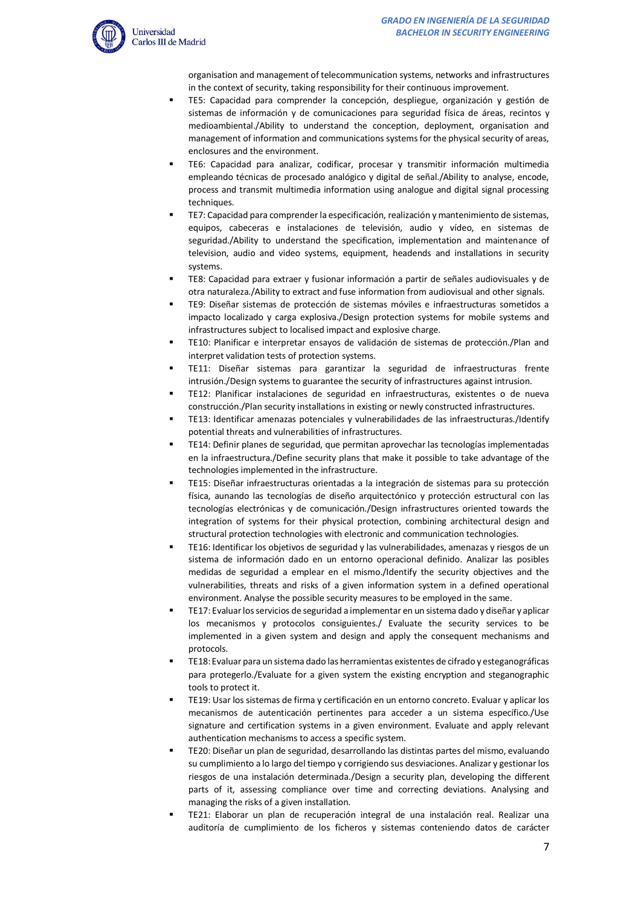organisation and management of telecommunication systems, networks and infrastructures in the context of security, taking responsibility for their continuous improvement.

- TE5: Capacidad para comprender la concepción, despliegue, organización y gestión de sistemas de información y de comunicaciones para seguridad física de áreas, recintos y medioambiental./Ability to understand the conception, deployment, organisation and management of information and communications systems for the physical security of areas, enclosures and the environment.
- TE6: Capacidad para analizar, codificar, procesar y transmitir información multimedia empleando técnicas de procesado analógico y digital de señal./Ability to analyse, encode, process and transmit multimedia information using analogue and digital signal processing techniques.
- TE7: Capacidad para comprender la especificación, realización y mantenimiento de sistemas, equipos, cabeceras e instalaciones de televisión, audio y vídeo, en sistemas de seguridad./Ability to understand the specification, implementation and maintenance of television, audio and video systems, equipment, headends and installations in security systems.
- TE8: Capacidad para extraer y fusionar información a partir de señales audiovisuales y de otra naturaleza./Ability to extract and fuse information from audiovisual and other signals.
- TE9: Diseñar sistemas de protección de sistemas móviles e infraestructuras sometidos a impacto localizado y carga explosiva./Design protection systems for mobile systems and infrastructures subject to localised impact and explosive charge.
- TE10: Planificar e interpretar ensayos de validación de sistemas de protección./Plan and interpret validation tests of protection systems.
- TE11: Diseñar sistemas para garantizar la seguridad de infraestructuras frente intrusión./Design systems to guarantee the security of infrastructures against intrusion.
- TE12: Planificar instalaciones de seguridad en infraestructuras, existentes o de nueva construcción./Plan security installations in existing or newly constructed infrastructures.
- TE13: Identificar amenazas potenciales y vulnerabilidades de las infraestructuras./Identify potential threats and vulnerabilities of infrastructures.
- TE14: Definir planes de seguridad, que permitan aprovechar las tecnologías implementadas en la infraestructura./Define security plans that make it possible to take advantage of the technologies implemented in the infrastructure.
- TE15: Diseñar infraestructuras orientadas a la integración de sistemas para su protección física, aunando las tecnologías de diseño arquitectónico y protección estructural con las tecnologías electrónicas y de comunicación./Design infrastructures oriented towards the integration of systems for their physical protection, combining architectural design and structural protection technologies with electronic and communication technologies.
- TE16: Identificar los objetivos de seguridad y las vulnerabilidades, amenazas y riesgos de un sistema de información dado en un entorno operacional definido. Analizar las posibles medidas de seguridad a emplear en el mismo./Identify the security objectives and the vulnerabilities, threats and risks of a given information system in a defined operational environment. Analyse the possible security measures to be employed in the same.
- TE17: Evaluar los servicios de seguridad a implementar en un sistema dado y diseñar y aplicar los mecanismos y protocolos consiguientes./ Evaluate the security services to be implemented in a given system and design and apply the consequent mechanisms and protocols.
- TE18: Evaluar para un sistema dado las herramientas existentes de cifrado y esteganográficas para protegerlo./Evaluate for a given system the existing encryption and steganographic tools to protect it.
- TE19: Usar los sistemas de firma y certificación en un entorno concreto. Evaluar y aplicar los mecanismos de autenticación pertinentes para acceder a un sistema específico./Use signature and certification systems in a given environment. Evaluate and apply relevant authentication mechanisms to access a specific system.
- TE20: Diseñar un plan de seguridad, desarrollando las distintas partes del mismo, evaluando su cumplimiento a lo largo del tiempo y corrigiendo sus desviaciones. Analizar y gestionar los riesgos de una instalación determinada./Design a security plan, developing the different parts of it, assessing compliance over time and correcting deviations. Analysing and managing the risks of a given installation.
- TE21: Elaborar un plan de recuperación integral de una instalación real. Realizar una auditoría de cumplimiento de los ficheros y sistemas conteniendo datos de carácter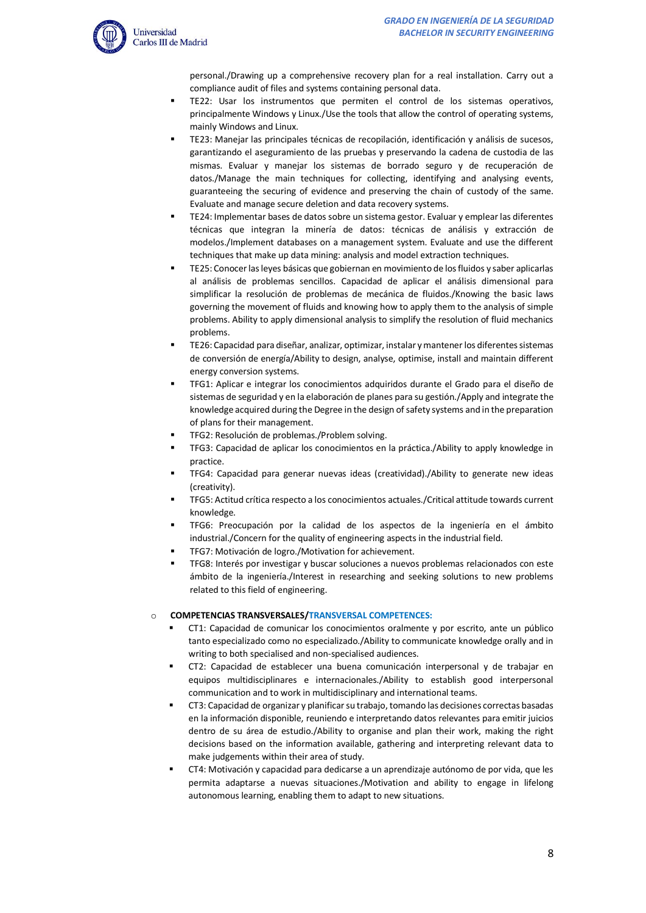personal./Drawing up a comprehensive recovery plan for a real installation. Carry out a compliance audit of files and systems containing personal data.

- TE22: Usar los instrumentos que permiten el control de los sistemas operativos, principalmente Windows y Linux./Use the tools that allow the control of operating systems, mainly Windows and Linux.
- TE23: Manejar las principales técnicas de recopilación, identificación y análisis de sucesos, garantizando el aseguramiento de las pruebas y preservando la cadena de custodia de las mismas. Evaluar y manejar los sistemas de borrado seguro y de recuperación de datos./Manage the main techniques for collecting, identifying and analysing events, guaranteeing the securing of evidence and preserving the chain of custody of the same. Evaluate and manage secure deletion and data recovery systems.
- TE24: Implementar bases de datos sobre un sistema gestor. Evaluar y emplear las diferentes técnicas que integran la minería de datos: técnicas de análisis y extracción de modelos./Implement databases on a management system. Evaluate and use the different techniques that make up data mining: analysis and model extraction techniques.
- TE25: Conocer las leyes básicas que gobiernan en movimiento de los fluidos y saber aplicarlas al análisis de problemas sencillos. Capacidad de aplicar el análisis dimensional para simplificar la resolución de problemas de mecánica de fluidos./Knowing the basic laws governing the movement of fluids and knowing how to apply them to the analysis of simple problems. Ability to apply dimensional analysis to simplify the resolution of fluid mechanics problems.
- TE26: Capacidad para diseñar, analizar, optimizar, instalar y mantener los diferentes sistemas de conversión de energía/Ability to design, analyse, optimise, install and maintain different energy conversion systems.
- TFG1: Aplicar e integrar los conocimientos adquiridos durante el Grado para el diseño de sistemas de seguridad y en la elaboración de planes para su gestión./Apply and integrate the knowledge acquired during the Degree in the design of safety systems and in the preparation of plans for their management.
- TFG2: Resolución de problemas./Problem solving.
- TFG3: Capacidad de aplicar los conocimientos en la práctica./Ability to apply knowledge in practice.
- TFG4: Capacidad para generar nuevas ideas (creatividad)./Ability to generate new ideas (creativity).
- TFG5: Actitud crítica respecto a los conocimientos actuales./Critical attitude towards current knowledge.
- TFG6: Preocupación por la calidad de los aspectos de la ingeniería en el ámbito industrial./Concern for the quality of engineering aspects in the industrial field.
- TFG7: Motivación de logro./Motivation for achievement.
- TFG8: Interés por investigar y buscar soluciones a nuevos problemas relacionados con este ámbito de la ingeniería./Interest in researching and seeking solutions to new problems related to this field of engineering.

- **COMPETENCIAS TRANSVERSALES/TRANSVERSAL COMPETENCES:**
  - CT1: Capacidad de comunicar los conocimientos oralmente y por escrito, ante un público tanto especializado como no especializado./Ability to communicate knowledge orally and in writing to both specialised and non-specialised audiences.
  - CT2: Capacidad de establecer una buena comunicación interpersonal y de trabajar en equipos multidisciplinares e internacionales./Ability to establish good interpersonal communication and to work in multidisciplinary and international teams.
  - CT3: Capacidad de organizar y planificar su trabajo, tomando las decisiones correctas basadas en la información disponible, reuniendo e interpretando datos relevantes para emitir juicios dentro de su área de estudio./Ability to organise and plan their work, making the right decisions based on the information available, gathering and interpreting relevant data to make judgements within their area of study.
  - CT4: Motivación y capacidad para dedicarse a un aprendizaje autónomo de por vida, que les permita adaptarse a nuevas situaciones./Motivation and ability to engage in lifelong autonomous learning, enabling them to adapt to new situations.